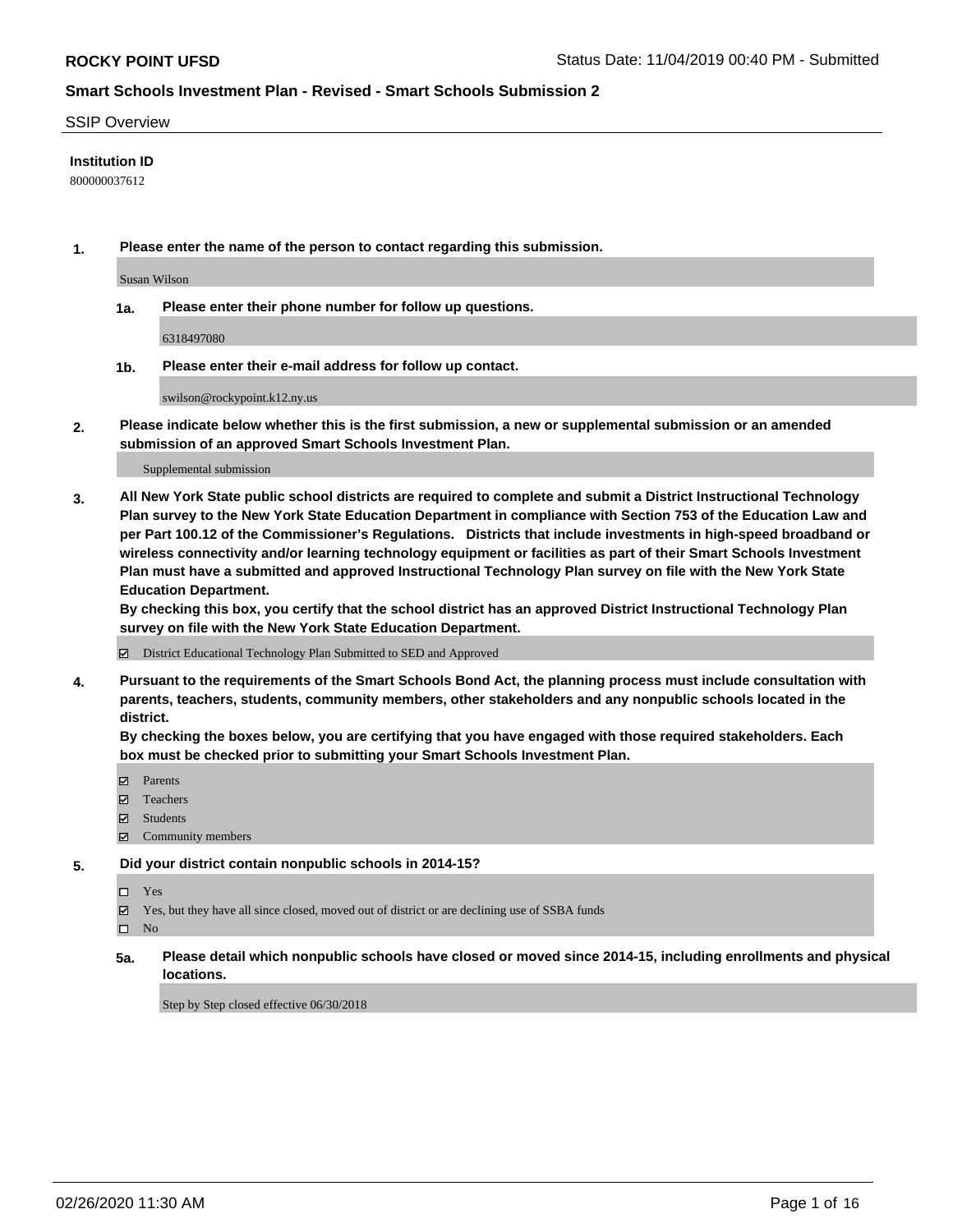**ROCKY POINT UFSD** Status Date: 11/04/2019 00:40 PM - Submitted

**Smart Schools Investment Plan - Revised - Smart Schools Submission 2**

SSIP Overview

**Institution ID**

800000037612

**1. Please enter the name of the person to contact regarding this submission.**

Susan Wilson

**1a. Please enter their phone number for follow up questions.**

6318497080

**1b. Please enter their e-mail address for follow up contact.**

swilson@rockypoint.k12.ny.us

**2. Please indicate below whether this is the first submission, a new or supplemental submission or an amended submission of an approved Smart Schools Investment Plan.**

Supplemental submission

**3. All New York State public school districts are required to complete and submit a District Instructional Technology Plan survey to the New York State Education Department in compliance with Section 753 of the Education Law and per Part 100.12 of the Commissioner's Regulations. Districts that include investments in high-speed broadband or wireless connectivity and/or learning technology equipment or facilities as part of their Smart Schools Investment Plan must have a submitted and approved Instructional Technology Plan survey on file with the New York State Education Department.**

**By checking this box, you certify that the school district has an approved District Instructional Technology Plan survey on file with the New York State Education Department.**

☑ District Educational Technology Plan Submitted to SED and Approved

**4. Pursuant to the requirements of the Smart Schools Bond Act, the planning process must include consultation with parents, teachers, students, community members, other stakeholders and any nonpublic schools located in the district.**

**By checking the boxes below, you are certifying that you have engaged with those required stakeholders. Each box must be checked prior to submitting your Smart Schools Investment Plan.**

☑ Parents
☑ Teachers
☑ Students
☑ Community members

**5. Did your district contain nonpublic schools in 2014-15?**

☐ Yes
☑ Yes, but they have all since closed, moved out of district or are declining use of SSBA funds
☐ No

**5a. Please detail which nonpublic schools have closed or moved since 2014-15, including enrollments and physical locations.**

Step by Step closed effective 06/30/2018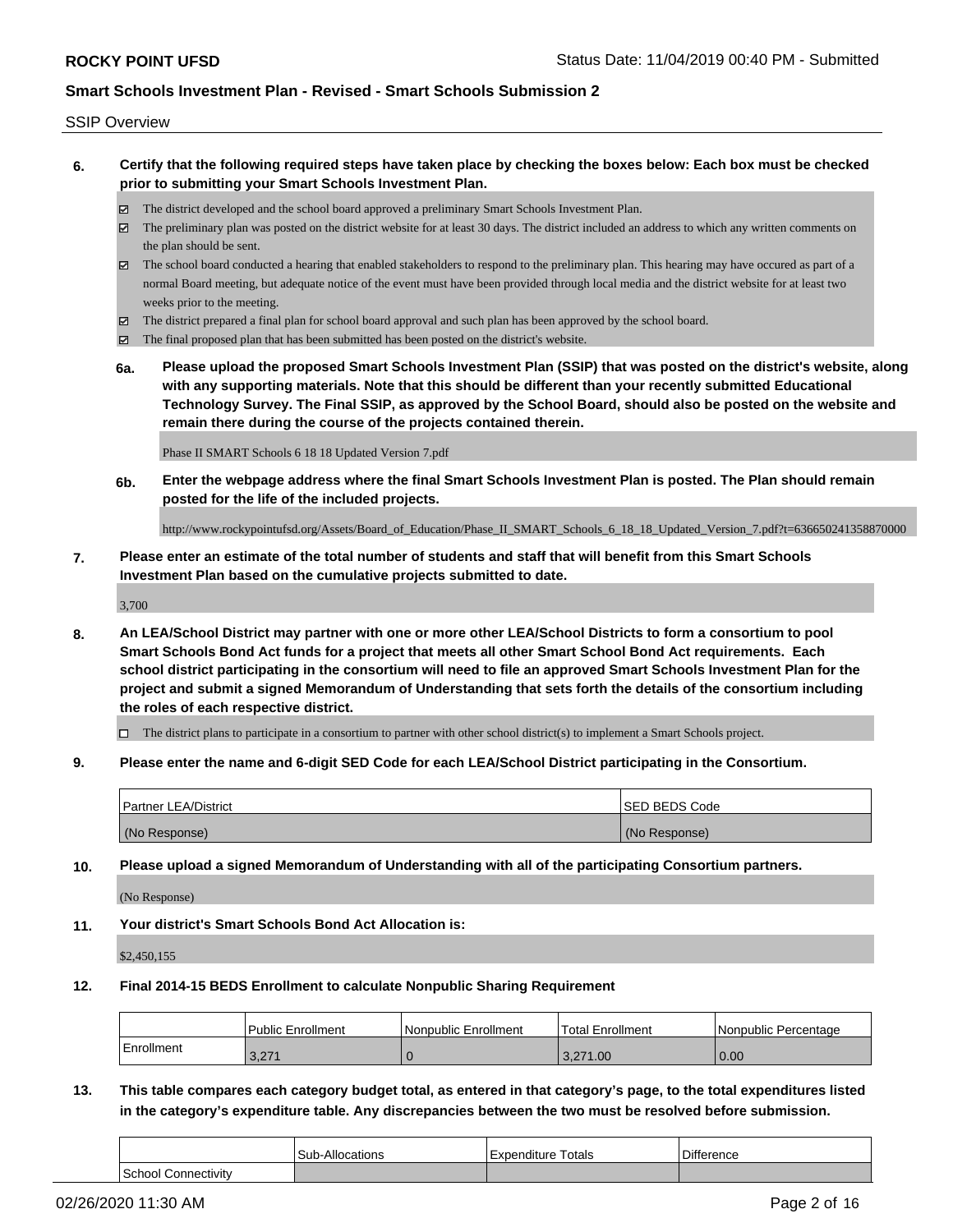SSIP Overview

**6. Certify that the following required steps have taken place by checking the boxes below: Each box must be checked prior to submitting your Smart Schools Investment Plan.**

- ☑ The district developed and the school board approved a preliminary Smart Schools Investment Plan.
- ☑ The preliminary plan was posted on the district website for at least 30 days. The district included an address to which any written comments on the plan should be sent.
- ☑ The school board conducted a hearing that enabled stakeholders to respond to the preliminary plan. This hearing may have occured as part of a normal Board meeting, but adequate notice of the event must have been provided through local media and the district website for at least two weeks prior to the meeting.
- ☑ The district prepared a final plan for school board approval and such plan has been approved by the school board.
- ☑ The final proposed plan that has been submitted has been posted on the district's website.

**6a. Please upload the proposed Smart Schools Investment Plan (SSIP) that was posted on the district's website, along with any supporting materials. Note that this should be different than your recently submitted Educational Technology Survey. The Final SSIP, as approved by the School Board, should also be posted on the website and remain there during the course of the projects contained therein.**

Phase II SMART Schools 6 18 18 Updated Version 7.pdf

**6b. Enter the webpage address where the final Smart Schools Investment Plan is posted. The Plan should remain posted for the life of the included projects.**

http://www.rockypointufsd.org/Assets/Board_of_Education/Phase_II_SMART_Schools_6_18_18_Updated_Version_7.pdf?t=636650241358870000

**7. Please enter an estimate of the total number of students and staff that will benefit from this Smart Schools Investment Plan based on the cumulative projects submitted to date.**

3,700

**8. An LEA/School District may partner with one or more other LEA/School Districts to form a consortium to pool Smart Schools Bond Act funds for a project that meets all other Smart School Bond Act requirements. Each school district participating in the consortium will need to file an approved Smart Schools Investment Plan for the project and submit a signed Memorandum of Understanding that sets forth the details of the consortium including the roles of each respective district.**

- ☐ The district plans to participate in a consortium to partner with other school district(s) to implement a Smart Schools project.

**9. Please enter the name and 6-digit SED Code for each LEA/School District participating in the Consortium.**

| Partner LEA/District | SED BEDS Code |
|---|---|
| (No Response) | (No Response) |

**10. Please upload a signed Memorandum of Understanding with all of the participating Consortium partners.**

(No Response)

**11. Your district's Smart Schools Bond Act Allocation is:**

$2,450,155

**12. Final 2014-15 BEDS Enrollment to calculate Nonpublic Sharing Requirement**

| | Public Enrollment | Nonpublic Enrollment | Total Enrollment | Nonpublic Percentage |
|---|---|---|---|---|
| Enrollment | 3,271 | 0 | 3,271.00 | 0.00 |

**13. This table compares each category budget total, as entered in that category's page, to the total expenditures listed in the category's expenditure table. Any discrepancies between the two must be resolved before submission.**

| | Sub-Allocations | Expenditure Totals | Difference |
|---|---|---|---|
| School Connectivity | | | |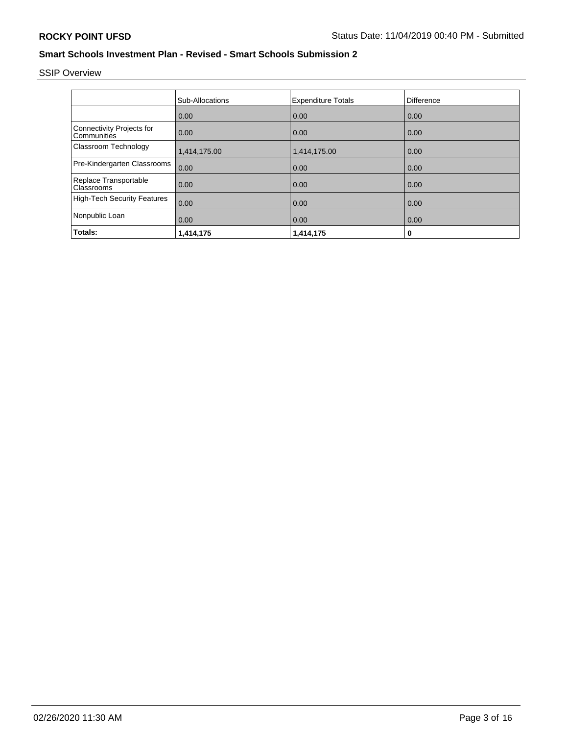**ROCKY POINT UFSD** Status Date: 11/04/2019 00:40 PM - Submitted

## Smart Schools Investment Plan - Revised - Smart Schools Submission 2

SSIP Overview

| | Sub-Allocations | Expenditure Totals | Difference |
|---|---|---|---|
| | 0.00 | 0.00 | 0.00 |
| Connectivity Projects for Communities | 0.00 | 0.00 | 0.00 |
| Classroom Technology | 1,414,175.00 | 1,414,175.00 | 0.00 |
| Pre-Kindergarten Classrooms | 0.00 | 0.00 | 0.00 |
| Replace Transportable Classrooms | 0.00 | 0.00 | 0.00 |
| High-Tech Security Features | 0.00 | 0.00 | 0.00 |
| Nonpublic Loan | 0.00 | 0.00 | 0.00 |
| **Totals:** | **1,414,175** | **1,414,175** | **0** |

02/26/2020 11:30 AM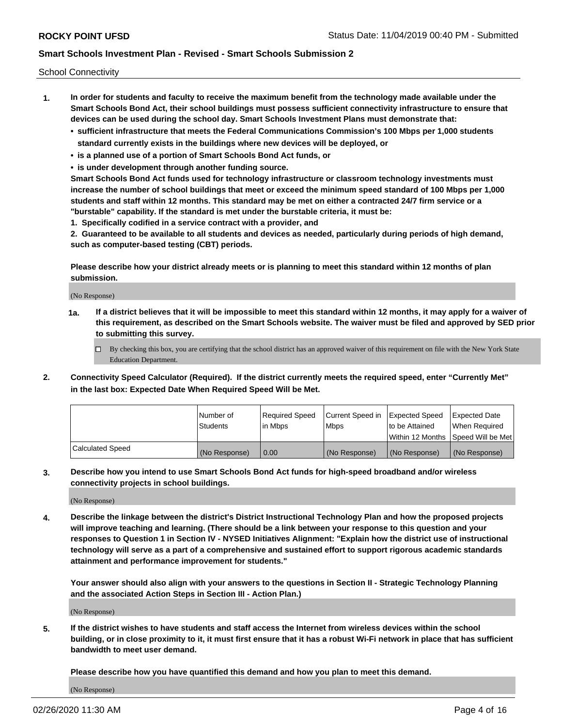School Connectivity

1. **In order for students and faculty to receive the maximum benefit from the technology made available under the Smart Schools Bond Act, their school buildings must possess sufficient connectivity infrastructure to ensure that devices can be used during the school day. Smart Schools Investment Plans must demonstrate that:**
   - **sufficient infrastructure that meets the Federal Communications Commission's 100 Mbps per 1,000 students standard currently exists in the buildings where new devices will be deployed, or**
   - **is a planned use of a portion of Smart Schools Bond Act funds, or**
   - **is under development through another funding source.**

   **Smart Schools Bond Act funds used for technology infrastructure or classroom technology investments must increase the number of school buildings that meet or exceed the minimum speed standard of 100 Mbps per 1,000 students and staff within 12 months. This standard may be met on either a contracted 24/7 firm service or a "burstable" capability. If the standard is met under the burstable criteria, it must be:**

   **1. Specifically codified in a service contract with a provider, and**

   **2. Guaranteed to be available to all students and devices as needed, particularly during periods of high demand, such as computer-based testing (CBT) periods.**

   **Please describe how your district already meets or is planning to meet this standard within 12 months of plan submission.**

   (No Response)

   **1a. If a district believes that it will be impossible to meet this standard within 12 months, it may apply for a waiver of this requirement, as described on the Smart Schools website. The waiver must be filed and approved by SED prior to submitting this survey.**

   ☐ By checking this box, you are certifying that the school district has an approved waiver of this requirement on file with the New York State Education Department.

2. **Connectivity Speed Calculator (Required). If the district currently meets the required speed, enter "Currently Met" in the last box: Expected Date When Required Speed Will be Met.**

| | Number of Students | Required Speed in Mbps | Current Speed in Mbps | Expected Speed to be Attained Within 12 Months | Expected Date When Required Speed Will be Met |
|---|---|---|---|---|---|
| Calculated Speed | (No Response) | 0.00 | (No Response) | (No Response) | (No Response) |

3. **Describe how you intend to use Smart Schools Bond Act funds for high-speed broadband and/or wireless connectivity projects in school buildings.**

   (No Response)

4. **Describe the linkage between the district's District Instructional Technology Plan and how the proposed projects will improve teaching and learning. (There should be a link between your response to this question and your responses to Question 1 in Section IV - NYSED Initiatives Alignment: "Explain how the district use of instructional technology will serve as a part of a comprehensive and sustained effort to support rigorous academic standards attainment and performance improvement for students."**

   **Your answer should also align with your answers to the questions in Section II - Strategic Technology Planning and the associated Action Steps in Section III - Action Plan.)**

   (No Response)

5. **If the district wishes to have students and staff access the Internet from wireless devices within the school building, or in close proximity to it, it must first ensure that it has a robust Wi-Fi network in place that has sufficient bandwidth to meet user demand.**

   **Please describe how you have quantified this demand and how you plan to meet this demand.**

   (No Response)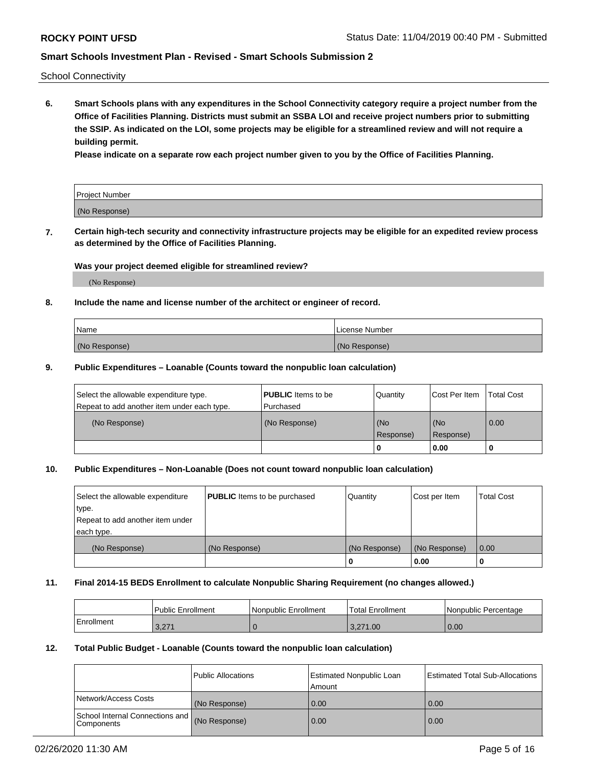School Connectivity

**6. Smart Schools plans with any expenditures in the School Connectivity category require a project number from the Office of Facilities Planning. Districts must submit an SSBA LOI and receive project numbers prior to submitting the SSIP. As indicated on the LOI, some projects may be eligible for a streamlined review and will not require a building permit.**

**Please indicate on a separate row each project number given to you by the Office of Facilities Planning.**

| Project Number |
| --- |
| (No Response) |

**7. Certain high-tech security and connectivity infrastructure projects may be eligible for an expedited review process as determined by the Office of Facilities Planning.**

**Was your project deemed eligible for streamlined review?**

(No Response)

**8. Include the name and license number of the architect or engineer of record.**

| Name | License Number |
| --- | --- |
| (No Response) | (No Response) |

**9. Public Expenditures – Loanable (Counts toward the nonpublic loan calculation)**

| Select the allowable expenditure type. Repeat to add another item under each type. | **PUBLIC** Items to be Purchased | Quantity | Cost Per Item | Total Cost |
| --- | --- | --- | --- | --- |
| (No Response) | (No Response) | (No Response) | (No Response) | 0.00 |
| | | 0 | 0.00 | 0 |

**10. Public Expenditures – Non-Loanable (Does not count toward nonpublic loan calculation)**

| Select the allowable expenditure type. Repeat to add another item under each type. | **PUBLIC** Items to be purchased | Quantity | Cost per Item | Total Cost |
| --- | --- | --- | --- | --- |
| (No Response) | (No Response) | (No Response) | (No Response) | 0.00 |
| | | 0 | 0.00 | 0 |

**11. Final 2014-15 BEDS Enrollment to calculate Nonpublic Sharing Requirement (no changes allowed.)**

| | Public Enrollment | Nonpublic Enrollment | Total Enrollment | Nonpublic Percentage |
| --- | --- | --- | --- | --- |
| Enrollment | 3,271 | 0 | 3,271.00 | 0.00 |

**12. Total Public Budget - Loanable (Counts toward the nonpublic loan calculation)**

| | Public Allocations | Estimated Nonpublic Loan Amount | Estimated Total Sub-Allocations |
| --- | --- | --- | --- |
| Network/Access Costs | (No Response) | 0.00 | 0.00 |
| School Internal Connections and Components | (No Response) | 0.00 | 0.00 |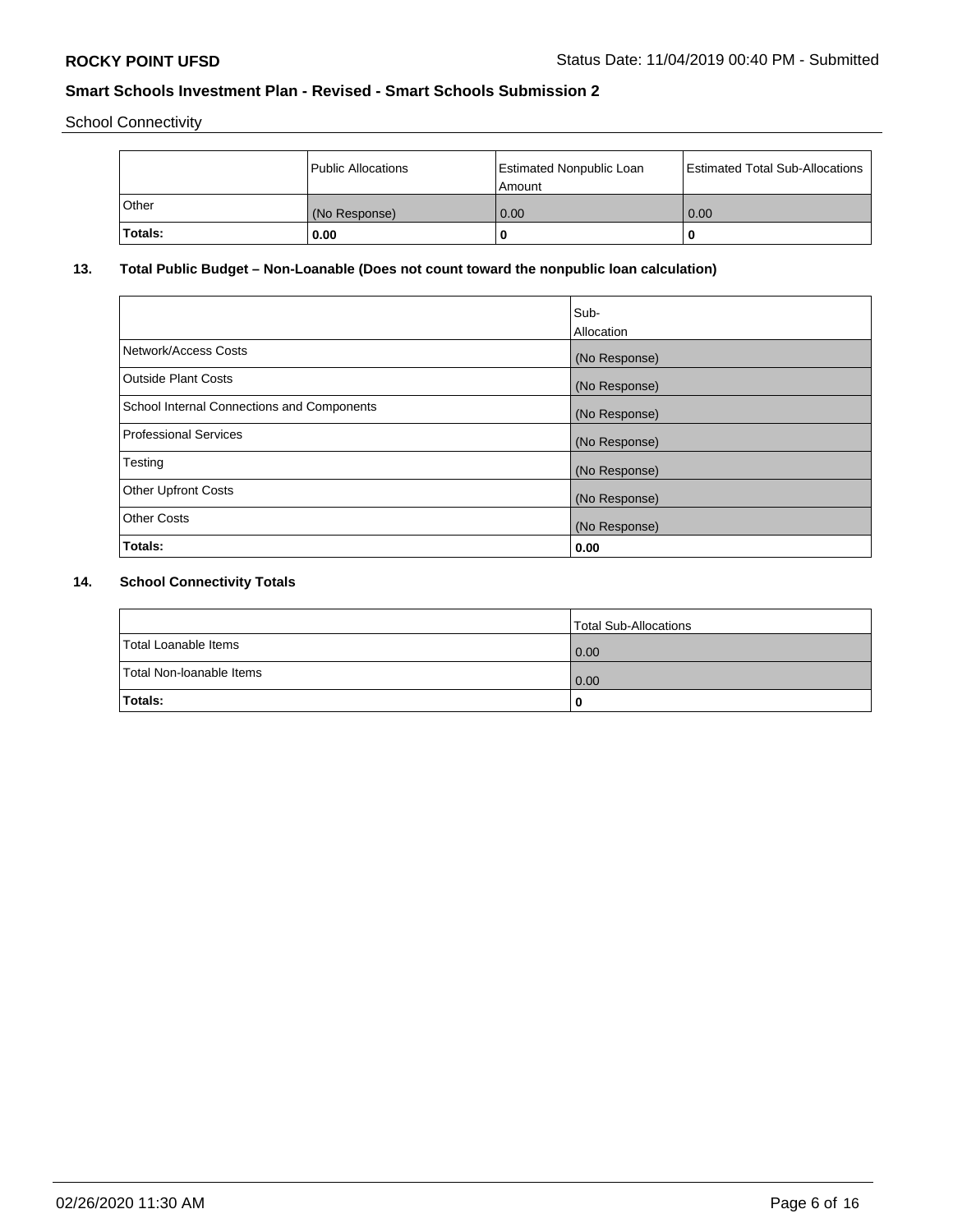School Connectivity

| | Public Allocations | Estimated Nonpublic Loan Amount | Estimated Total Sub-Allocations |
|---|---|---|---|
| Other | (No Response) | 0.00 | 0.00 |
| **Totals:** | **0.00** | **0** | **0** |

## 13. Total Public Budget – Non-Loanable (Does not count toward the nonpublic loan calculation)

| | Sub-Allocation |
|---|---|
| Network/Access Costs | (No Response) |
| Outside Plant Costs | (No Response) |
| School Internal Connections and Components | (No Response) |
| Professional Services | (No Response) |
| Testing | (No Response) |
| Other Upfront Costs | (No Response) |
| Other Costs | (No Response) |
| **Totals:** | **0.00** |

## 14. School Connectivity Totals

| | Total Sub-Allocations |
|---|---|
| Total Loanable Items | 0.00 |
| Total Non-loanable Items | 0.00 |
| **Totals:** | **0** |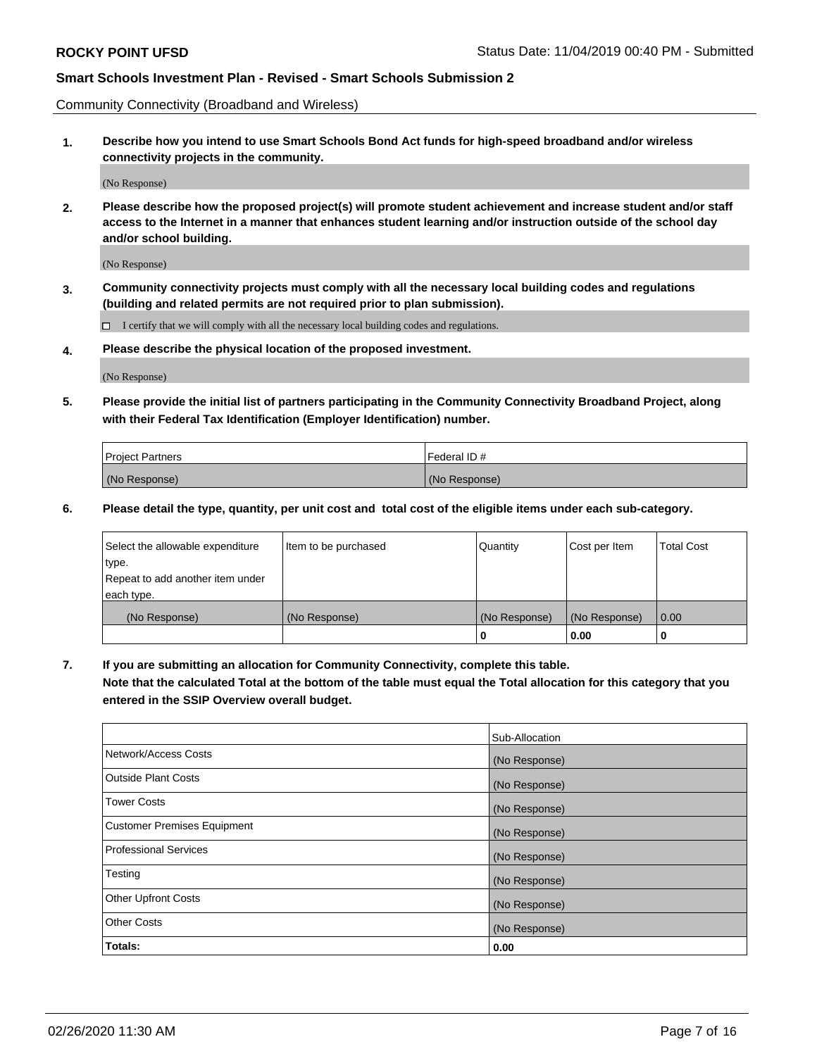Community Connectivity (Broadband and Wireless)

**1. Describe how you intend to use Smart Schools Bond Act funds for high-speed broadband and/or wireless connectivity projects in the community.**

(No Response)

**2. Please describe how the proposed project(s) will promote student achievement and increase student and/or staff access to the Internet in a manner that enhances student learning and/or instruction outside of the school day and/or school building.**

(No Response)

**3. Community connectivity projects must comply with all the necessary local building codes and regulations (building and related permits are not required prior to plan submission).**

☐ I certify that we will comply with all the necessary local building codes and regulations.

**4. Please describe the physical location of the proposed investment.**

(No Response)

**5. Please provide the initial list of partners participating in the Community Connectivity Broadband Project, along with their Federal Tax Identification (Employer Identification) number.**

| Project Partners | Federal ID # |
|---|---|
| (No Response) | (No Response) |

**6. Please detail the type, quantity, per unit cost and total cost of the eligible items under each sub-category.**

| Select the allowable expenditure type. Repeat to add another item under each type. | Item to be purchased | Quantity | Cost per Item | Total Cost |
|---|---|---|---|---|
| (No Response) | (No Response) | (No Response) | (No Response) | 0.00 |
| | | 0 | 0.00 | 0 |

**7. If you are submitting an allocation for Community Connectivity, complete this table. Note that the calculated Total at the bottom of the table must equal the Total allocation for this category that you entered in the SSIP Overview overall budget.**

| | Sub-Allocation |
|---|---|
| Network/Access Costs | (No Response) |
| Outside Plant Costs | (No Response) |
| Tower Costs | (No Response) |
| Customer Premises Equipment | (No Response) |
| Professional Services | (No Response) |
| Testing | (No Response) |
| Other Upfront Costs | (No Response) |
| Other Costs | (No Response) |
| **Totals:** | **0.00** |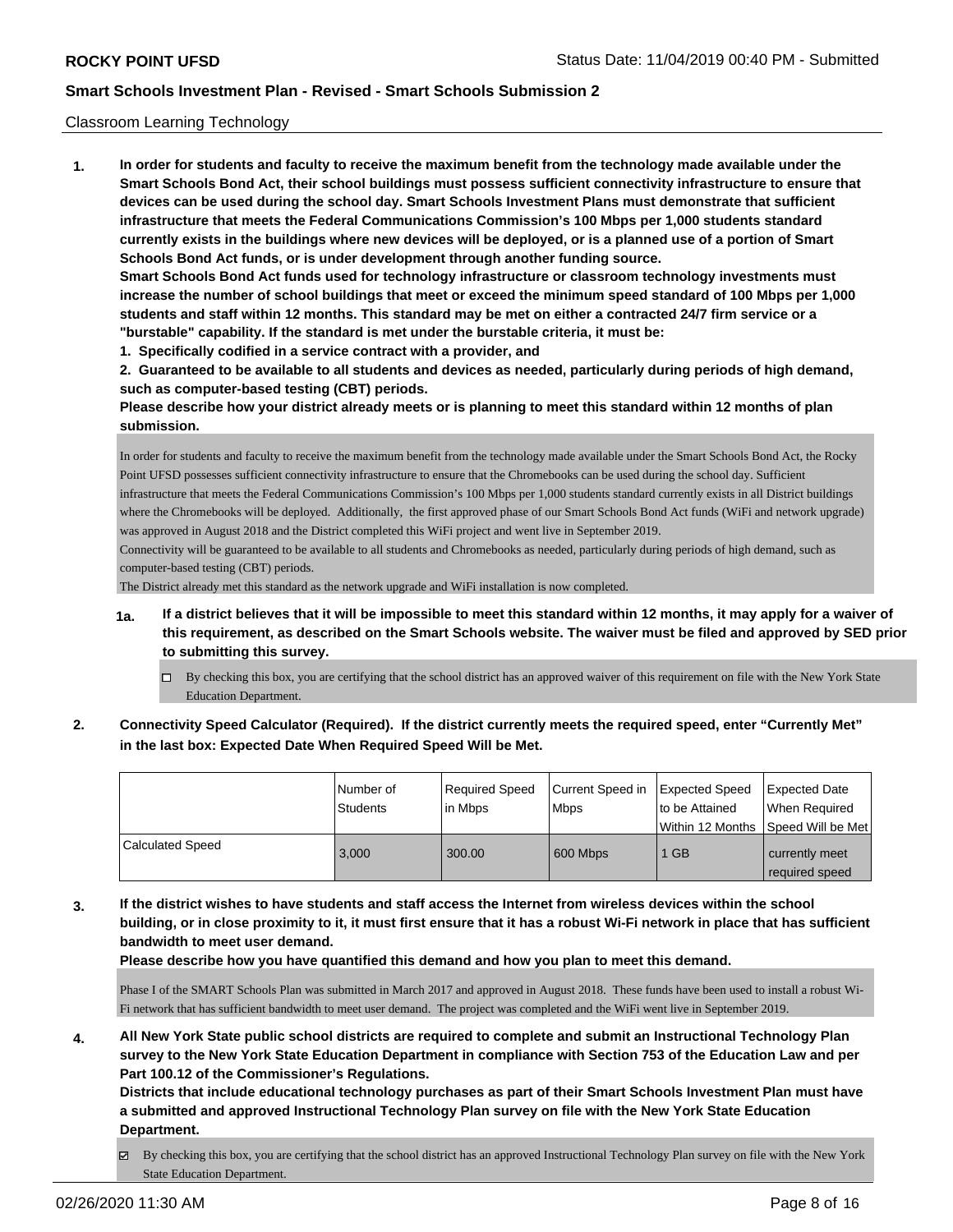Classroom Learning Technology

**1. In order for students and faculty to receive the maximum benefit from the technology made available under the Smart Schools Bond Act, their school buildings must possess sufficient connectivity infrastructure to ensure that devices can be used during the school day. Smart Schools Investment Plans must demonstrate that sufficient infrastructure that meets the Federal Communications Commission's 100 Mbps per 1,000 students standard currently exists in the buildings where new devices will be deployed, or is a planned use of a portion of Smart Schools Bond Act funds, or is under development through another funding source.**

**Smart Schools Bond Act funds used for technology infrastructure or classroom technology investments must increase the number of school buildings that meet or exceed the minimum speed standard of 100 Mbps per 1,000 students and staff within 12 months. This standard may be met on either a contracted 24/7 firm service or a "burstable" capability. If the standard is met under the burstable criteria, it must be:**

**1. Specifically codified in a service contract with a provider, and**

**2. Guaranteed to be available to all students and devices as needed, particularly during periods of high demand, such as computer-based testing (CBT) periods.**

**Please describe how your district already meets or is planning to meet this standard within 12 months of plan submission.**

In order for students and faculty to receive the maximum benefit from the technology made available under the Smart Schools Bond Act, the Rocky Point UFSD possesses sufficient connectivity infrastructure to ensure that the Chromebooks can be used during the school day. Sufficient infrastructure that meets the Federal Communications Commission's 100 Mbps per 1,000 students standard currently exists in all District buildings where the Chromebooks will be deployed. Additionally, the first approved phase of our Smart Schools Bond Act funds (WiFi and network upgrade) was approved in August 2018 and the District completed this WiFi project and went live in September 2019.
Connectivity will be guaranteed to be available to all students and Chromebooks as needed, particularly during periods of high demand, such as computer-based testing (CBT) periods.
The District already met this standard as the network upgrade and WiFi installation is now completed.

**1a. If a district believes that it will be impossible to meet this standard within 12 months, it may apply for a waiver of this requirement, as described on the Smart Schools website. The waiver must be filed and approved by SED prior to submitting this survey.**

☐ By checking this box, you are certifying that the school district has an approved waiver of this requirement on file with the New York State Education Department.

**2. Connectivity Speed Calculator (Required). If the district currently meets the required speed, enter "Currently Met" in the last box: Expected Date When Required Speed Will be Met.**

| | Number of Students | Required Speed in Mbps | Current Speed in Mbps | Expected Speed to be Attained Within 12 Months | Expected Date When Required Speed Will be Met |
|---|---|---|---|---|---|
| Calculated Speed | 3,000 | 300.00 | 600 Mbps | 1 GB | currently meet required speed |

**3. If the district wishes to have students and staff access the Internet from wireless devices within the school building, or in close proximity to it, it must first ensure that it has a robust Wi-Fi network in place that has sufficient bandwidth to meet user demand.**

**Please describe how you have quantified this demand and how you plan to meet this demand.**

Phase I of the SMART Schools Plan was submitted in March 2017 and approved in August 2018. These funds have been used to install a robust Wi-Fi network that has sufficient bandwidth to meet user demand. The project was completed and the WiFi went live in September 2019.

**4. All New York State public school districts are required to complete and submit an Instructional Technology Plan survey to the New York State Education Department in compliance with Section 753 of the Education Law and per Part 100.12 of the Commissioner's Regulations.**

**Districts that include educational technology purchases as part of their Smart Schools Investment Plan must have a submitted and approved Instructional Technology Plan survey on file with the New York State Education Department.**

☑ By checking this box, you are certifying that the school district has an approved Instructional Technology Plan survey on file with the New York State Education Department.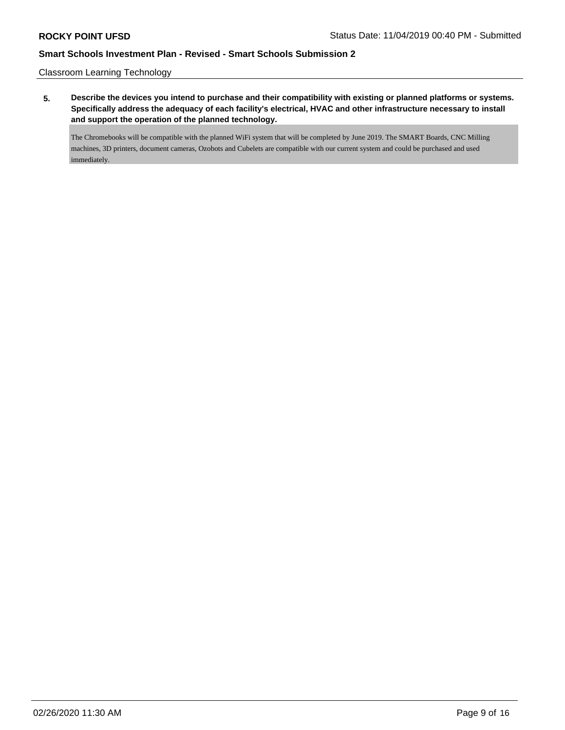Classroom Learning Technology

**5. Describe the devices you intend to purchase and their compatibility with existing or planned platforms or systems. Specifically address the adequacy of each facility's electrical, HVAC and other infrastructure necessary to install and support the operation of the planned technology.**

The Chromebooks will be compatible with the planned WiFi system that will be completed by June 2019. The SMART Boards, CNC Milling machines, 3D printers, document cameras, Ozobots and Cubelets are compatible with our current system and could be purchased and used immediately.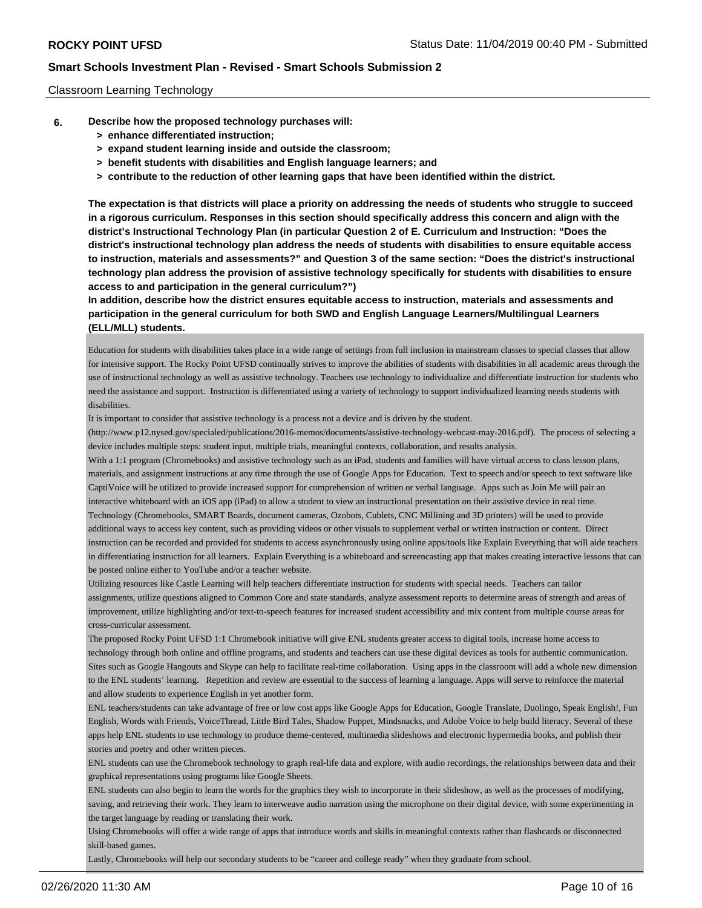Classroom Learning Technology

**6. Describe how the proposed technology purchases will:**
- **> enhance differentiated instruction;**
- **> expand student learning inside and outside the classroom;**
- **> benefit students with disabilities and English language learners; and**
- **> contribute to the reduction of other learning gaps that have been identified within the district.**

**The expectation is that districts will place a priority on addressing the needs of students who struggle to succeed in a rigorous curriculum. Responses in this section should specifically address this concern and align with the district's Instructional Technology Plan (in particular Question 2 of E. Curriculum and Instruction: "Does the district's instructional technology plan address the needs of students with disabilities to ensure equitable access to instruction, materials and assessments?" and Question 3 of the same section: "Does the district's instructional technology plan address the provision of assistive technology specifically for students with disabilities to ensure access to and participation in the general curriculum?")**

**In addition, describe how the district ensures equitable access to instruction, materials and assessments and participation in the general curriculum for both SWD and English Language Learners/Multilingual Learners (ELL/MLL) students.**

Education for students with disabilities takes place in a wide range of settings from full inclusion in mainstream classes to special classes that allow for intensive support. The Rocky Point UFSD continually strives to improve the abilities of students with disabilities in all academic areas through the use of instructional technology as well as assistive technology. Teachers use technology to individualize and differentiate instruction for students who need the assistance and support. Instruction is differentiated using a variety of technology to support individualized learning needs students with disabilities.

It is important to consider that assistive technology is a process not a device and is driven by the student. (http://www.p12.nysed.gov/specialed/publications/2016-memos/documents/assistive-technology-webcast-may-2016.pdf). The process of selecting a device includes multiple steps: student input, multiple trials, meaningful contexts, collaboration, and results analysis.

With a 1:1 program (Chromebooks) and assistive technology such as an iPad, students and families will have virtual access to class lesson plans, materials, and assignment instructions at any time through the use of Google Apps for Education. Text to speech and/or speech to text software like CaptiVoice will be utilized to provide increased support for comprehension of written or verbal language. Apps such as Join Me will pair an interactive whiteboard with an iOS app (iPad) to allow a student to view an instructional presentation on their assistive device in real time.

Technology (Chromebooks, SMART Boards, document cameras, Ozobots, Cublets, CNC Millining and 3D printers) will be used to provide additional ways to access key content, such as providing videos or other visuals to supplement verbal or written instruction or content. Direct instruction can be recorded and provided for students to access asynchronously using online apps/tools like Explain Everything that will aide teachers in differentiating instruction for all learners. Explain Everything is a whiteboard and screencasting app that makes creating interactive lessons that can be posted online either to YouTube and/or a teacher website.

Utilizing resources like Castle Learning will help teachers differentiate instruction for students with special needs. Teachers can tailor assignments, utilize questions aligned to Common Core and state standards, analyze assessment reports to determine areas of strength and areas of improvement, utilize highlighting and/or text-to-speech features for increased student accessibility and mix content from multiple course areas for cross-curricular assessment.

The proposed Rocky Point UFSD 1:1 Chromebook initiative will give ENL students greater access to digital tools, increase home access to technology through both online and offline programs, and students and teachers can use these digital devices as tools for authentic communication. Sites such as Google Hangouts and Skype can help to facilitate real-time collaboration. Using apps in the classroom will add a whole new dimension to the ENL students' learning. Repetition and review are essential to the success of learning a language. Apps will serve to reinforce the material and allow students to experience English in yet another form.

ENL teachers/students can take advantage of free or low cost apps like Google Apps for Education, Google Translate, Duolingo, Speak English!, Fun English, Words with Friends, VoiceThread, Little Bird Tales, Shadow Puppet, Mindsnacks, and Adobe Voice to help build literacy. Several of these apps help ENL students to use technology to produce theme-centered, multimedia slideshows and electronic hypermedia books, and publish their stories and poetry and other written pieces.

ENL students can use the Chromebook technology to graph real-life data and explore, with audio recordings, the relationships between data and their graphical representations using programs like Google Sheets.

ENL students can also begin to learn the words for the graphics they wish to incorporate in their slideshow, as well as the processes of modifying, saving, and retrieving their work. They learn to interweave audio narration using the microphone on their digital device, with some experimenting in the target language by reading or translating their work.

Using Chromebooks will offer a wide range of apps that introduce words and skills in meaningful contexts rather than flashcards or disconnected skill-based games.

Lastly, Chromebooks will help our secondary students to be "career and college ready" when they graduate from school.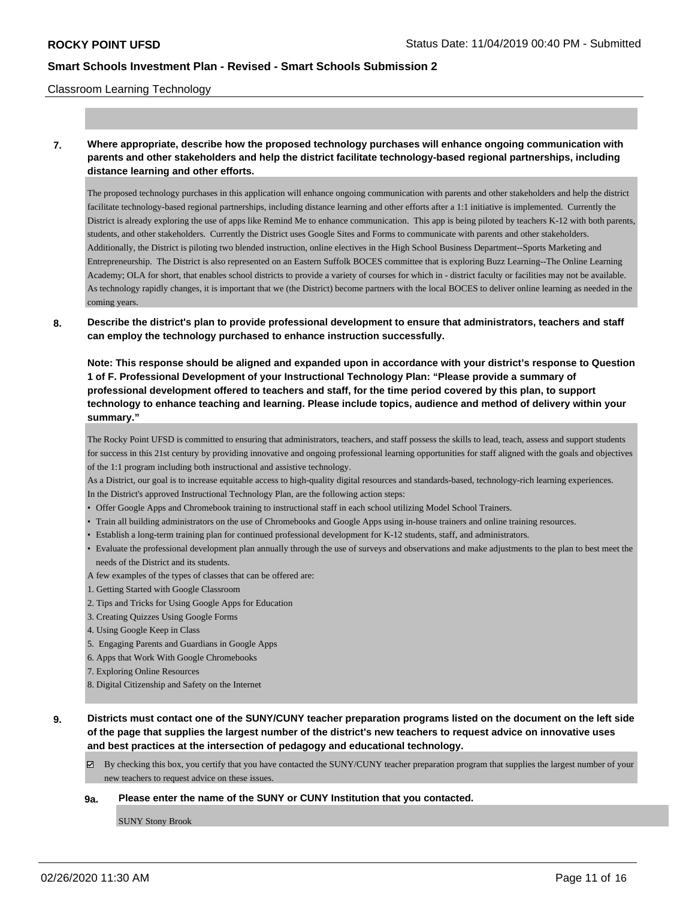Classroom Learning Technology

**7. Where appropriate, describe how the proposed technology purchases will enhance ongoing communication with parents and other stakeholders and help the district facilitate technology-based regional partnerships, including distance learning and other efforts.**

The proposed technology purchases in this application will enhance ongoing communication with parents and other stakeholders and help the district facilitate technology-based regional partnerships, including distance learning and other efforts after a 1:1 initiative is implemented. Currently the District is already exploring the use of apps like Remind Me to enhance communication. This app is being piloted by teachers K-12 with both parents, students, and other stakeholders. Currently the District uses Google Sites and Forms to communicate with parents and other stakeholders. Additionally, the District is piloting two blended instruction, online electives in the High School Business Department--Sports Marketing and Entrepreneurship. The District is also represented on an Eastern Suffolk BOCES committee that is exploring Buzz Learning--The Online Learning Academy; OLA for short, that enables school districts to provide a variety of courses for which in - district faculty or facilities may not be available. As technology rapidly changes, it is important that we (the District) become partners with the local BOCES to deliver online learning as needed in the coming years.

**8. Describe the district's plan to provide professional development to ensure that administrators, teachers and staff can employ the technology purchased to enhance instruction successfully.**

**Note: This response should be aligned and expanded upon in accordance with your district's response to Question 1 of F. Professional Development of your Instructional Technology Plan: "Please provide a summary of professional development offered to teachers and staff, for the time period covered by this plan, to support technology to enhance teaching and learning. Please include topics, audience and method of delivery within your summary."**

The Rocky Point UFSD is committed to ensuring that administrators, teachers, and staff possess the skills to lead, teach, assess and support students for success in this 21st century by providing innovative and ongoing professional learning opportunities for staff aligned with the goals and objectives of the 1:1 program including both instructional and assistive technology.

As a District, our goal is to increase equitable access to high-quality digital resources and standards-based, technology-rich learning experiences.

In the District's approved Instructional Technology Plan, are the following action steps:

- Offer Google Apps and Chromebook training to instructional staff in each school utilizing Model School Trainers.
- Train all building administrators on the use of Chromebooks and Google Apps using in-house trainers and online training resources.
- Establish a long-term training plan for continued professional development for K-12 students, staff, and administrators.
- Evaluate the professional development plan annually through the use of surveys and observations and make adjustments to the plan to best meet the needs of the District and its students.

A few examples of the types of classes that can be offered are:

1. Getting Started with Google Classroom
2. Tips and Tricks for Using Google Apps for Education
3. Creating Quizzes Using Google Forms
4. Using Google Keep in Class
5. Engaging Parents and Guardians in Google Apps
6. Apps that Work With Google Chromebooks
7. Exploring Online Resources
8. Digital Citizenship and Safety on the Internet

**9. Districts must contact one of the SUNY/CUNY teacher preparation programs listed on the document on the left side of the page that supplies the largest number of the district's new teachers to request advice on innovative uses and best practices at the intersection of pedagogy and educational technology.**

☑ By checking this box, you certify that you have contacted the SUNY/CUNY teacher preparation program that supplies the largest number of your new teachers to request advice on these issues.

**9a. Please enter the name of the SUNY or CUNY Institution that you contacted.**

SUNY Stony Brook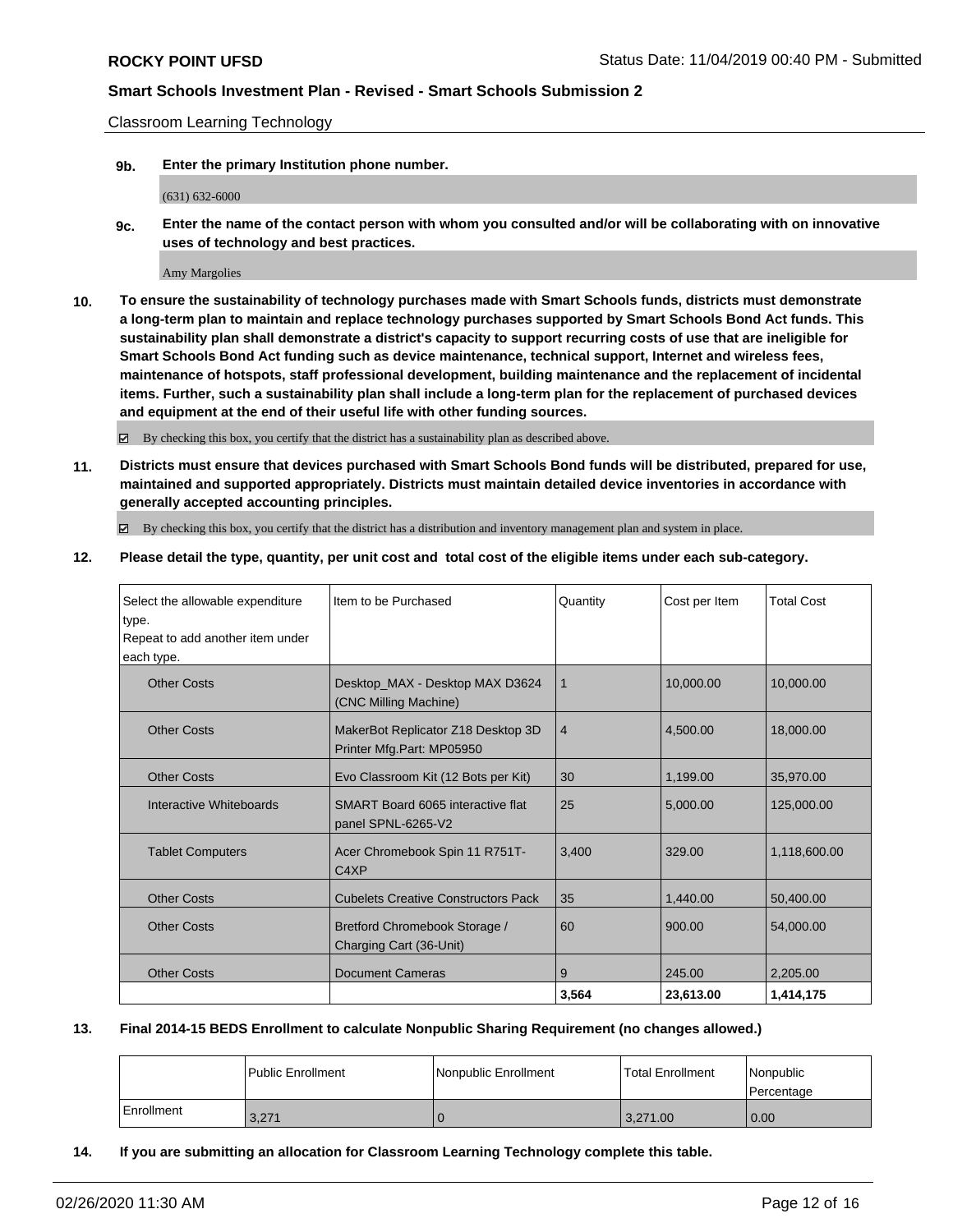Classroom Learning Technology

**9b. Enter the primary Institution phone number.**

(631) 632-6000

**9c. Enter the name of the contact person with whom you consulted and/or will be collaborating with on innovative uses of technology and best practices.**

Amy Margolies

**10. To ensure the sustainability of technology purchases made with Smart Schools funds, districts must demonstrate a long-term plan to maintain and replace technology purchases supported by Smart Schools Bond Act funds. This sustainability plan shall demonstrate a district's capacity to support recurring costs of use that are ineligible for Smart Schools Bond Act funding such as device maintenance, technical support, Internet and wireless fees, maintenance of hotspots, staff professional development, building maintenance and the replacement of incidental items. Further, such a sustainability plan shall include a long-term plan for the replacement of purchased devices and equipment at the end of their useful life with other funding sources.**

☑ By checking this box, you certify that the district has a sustainability plan as described above.

**11. Districts must ensure that devices purchased with Smart Schools Bond funds will be distributed, prepared for use, maintained and supported appropriately. Districts must maintain detailed device inventories in accordance with generally accepted accounting principles.**

☑ By checking this box, you certify that the district has a distribution and inventory management plan and system in place.

**12. Please detail the type, quantity, per unit cost and total cost of the eligible items under each sub-category.**

| Select the allowable expenditure type. Repeat to add another item under each type. | Item to be Purchased | Quantity | Cost per Item | Total Cost |
|---|---|---|---|---|
| Other Costs | Desktop_MAX - Desktop MAX D3624 (CNC Milling Machine) | 1 | 10,000.00 | 10,000.00 |
| Other Costs | MakerBot Replicator Z18 Desktop 3D Printer Mfg.Part: MP05950 | 4 | 4,500.00 | 18,000.00 |
| Other Costs | Evo Classroom Kit (12 Bots per Kit) | 30 | 1,199.00 | 35,970.00 |
| Interactive Whiteboards | SMART Board 6065 interactive flat panel SPNL-6265-V2 | 25 | 5,000.00 | 125,000.00 |
| Tablet Computers | Acer Chromebook Spin 11 R751T-C4XP | 3,400 | 329.00 | 1,118,600.00 |
| Other Costs | Cubelets Creative Constructors Pack | 35 | 1,440.00 | 50,400.00 |
| Other Costs | Bretford Chromebook Storage / Charging Cart (36-Unit) | 60 | 900.00 | 54,000.00 |
| Other Costs | Document Cameras | 9 | 245.00 | 2,205.00 |
| | | **3,564** | **23,613.00** | **1,414,175** |

**13. Final 2014-15 BEDS Enrollment to calculate Nonpublic Sharing Requirement (no changes allowed.)**

| | Public Enrollment | Nonpublic Enrollment | Total Enrollment | Nonpublic Percentage |
|---|---|---|---|---|
| Enrollment | 3,271 | 0 | 3,271.00 | 0.00 |

**14. If you are submitting an allocation for Classroom Learning Technology complete this table.**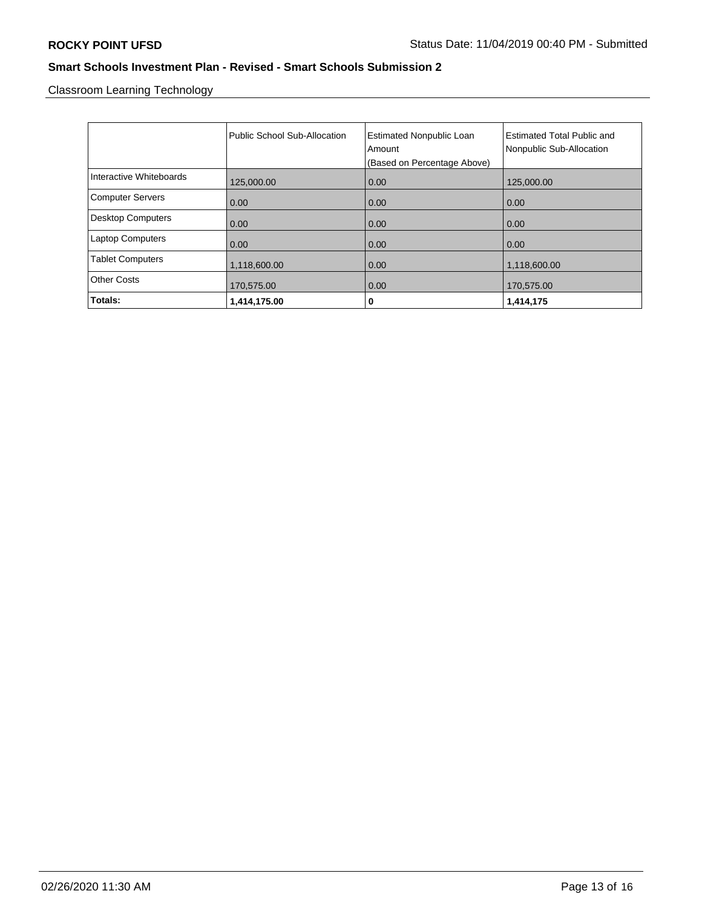Classroom Learning Technology

| | Public School Sub-Allocation | Estimated Nonpublic Loan Amount (Based on Percentage Above) | Estimated Total Public and Nonpublic Sub-Allocation |
|---|---|---|---|
| Interactive Whiteboards | 125,000.00 | 0.00 | 125,000.00 |
| Computer Servers | 0.00 | 0.00 | 0.00 |
| Desktop Computers | 0.00 | 0.00 | 0.00 |
| Laptop Computers | 0.00 | 0.00 | 0.00 |
| Tablet Computers | 1,118,600.00 | 0.00 | 1,118,600.00 |
| Other Costs | 170,575.00 | 0.00 | 170,575.00 |
| **Totals:** | **1,414,175.00** | **0** | **1,414,175** |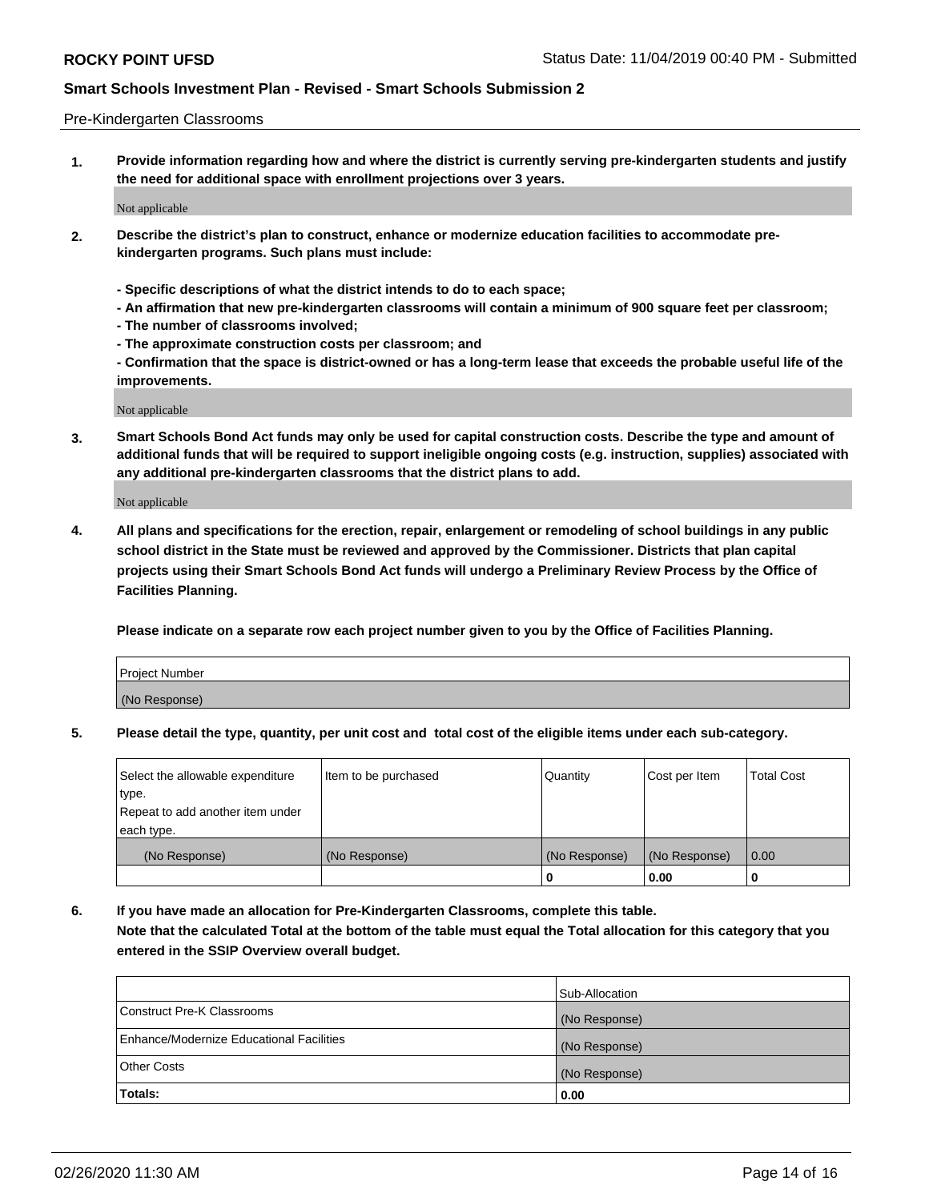Pre-Kindergarten Classrooms

**1. Provide information regarding how and where the district is currently serving pre-kindergarten students and justify the need for additional space with enrollment projections over 3 years.**

Not applicable

**2. Describe the district's plan to construct, enhance or modernize education facilities to accommodate pre-kindergarten programs. Such plans must include:**

**- Specific descriptions of what the district intends to do to each space;**
**- An affirmation that new pre-kindergarten classrooms will contain a minimum of 900 square feet per classroom;**
**- The number of classrooms involved;**
**- The approximate construction costs per classroom; and**
**- Confirmation that the space is district-owned or has a long-term lease that exceeds the probable useful life of the improvements.**

Not applicable

**3. Smart Schools Bond Act funds may only be used for capital construction costs. Describe the type and amount of additional funds that will be required to support ineligible ongoing costs (e.g. instruction, supplies) associated with any additional pre-kindergarten classrooms that the district plans to add.**

Not applicable

**4. All plans and specifications for the erection, repair, enlargement or remodeling of school buildings in any public school district in the State must be reviewed and approved by the Commissioner. Districts that plan capital projects using their Smart Schools Bond Act funds will undergo a Preliminary Review Process by the Office of Facilities Planning.**

**Please indicate on a separate row each project number given to you by the Office of Facilities Planning.**

| Project Number |
|---|
| (No Response) |

**5. Please detail the type, quantity, per unit cost and total cost of the eligible items under each sub-category.**

| Select the allowable expenditure type. Repeat to add another item under each type. | Item to be purchased | Quantity | Cost per Item | Total Cost |
|---|---|---|---|---|
| (No Response) | (No Response) | (No Response) | (No Response) | 0.00 |
| | | 0 | 0.00 | 0 |

**6. If you have made an allocation for Pre-Kindergarten Classrooms, complete this table. Note that the calculated Total at the bottom of the table must equal the Total allocation for this category that you entered in the SSIP Overview overall budget.**

| | Sub-Allocation |
|---|---|
| Construct Pre-K Classrooms | (No Response) |
| Enhance/Modernize Educational Facilities | (No Response) |
| Other Costs | (No Response) |
| **Totals:** | **0.00** |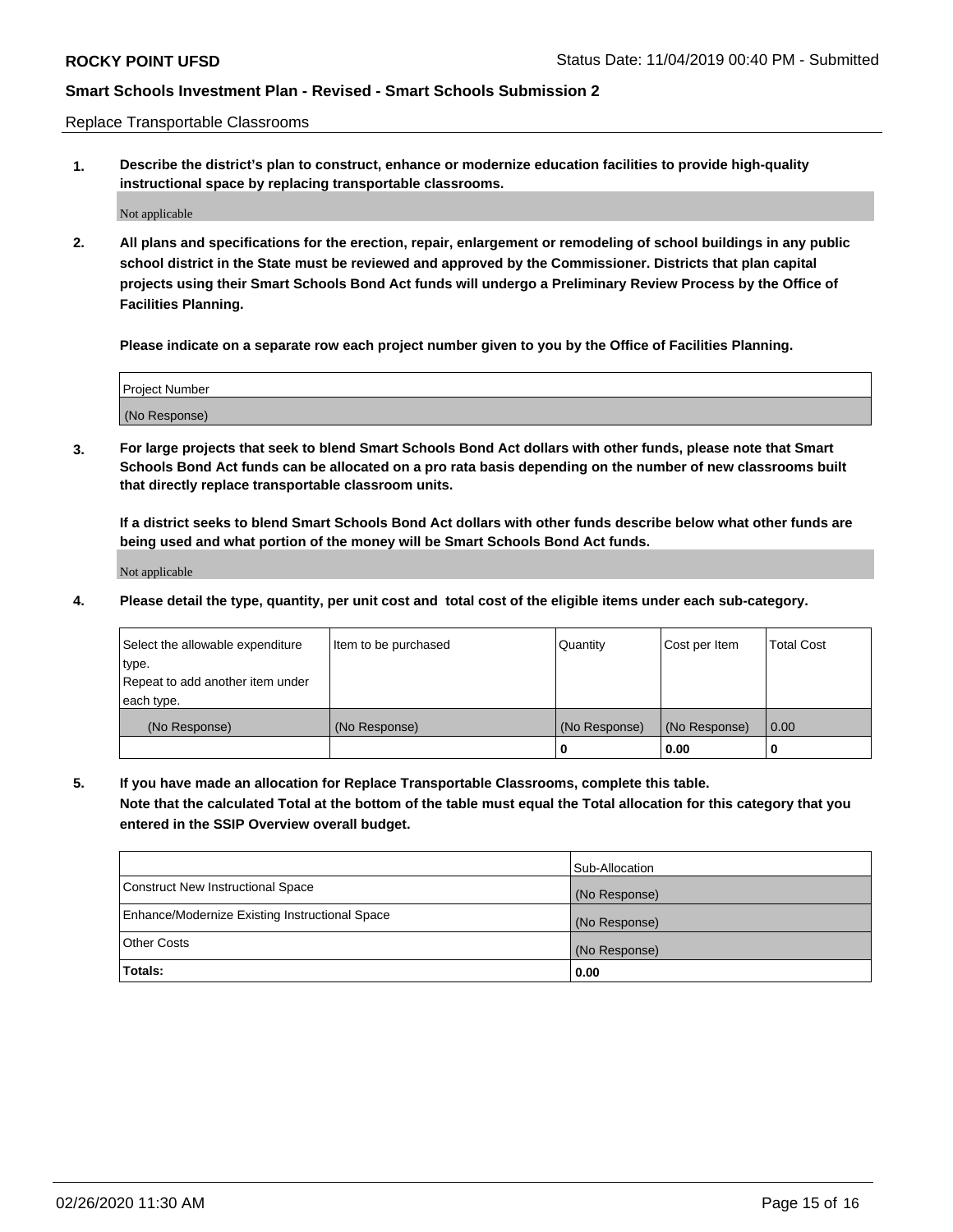Replace Transportable Classrooms

**1. Describe the district's plan to construct, enhance or modernize education facilities to provide high-quality instructional space by replacing transportable classrooms.**

Not applicable

**2. All plans and specifications for the erection, repair, enlargement or remodeling of school buildings in any public school district in the State must be reviewed and approved by the Commissioner. Districts that plan capital projects using their Smart Schools Bond Act funds will undergo a Preliminary Review Process by the Office of Facilities Planning.**

**Please indicate on a separate row each project number given to you by the Office of Facilities Planning.**

| Project Number |
|---|
| (No Response) |

**3. For large projects that seek to blend Smart Schools Bond Act dollars with other funds, please note that Smart Schools Bond Act funds can be allocated on a pro rata basis depending on the number of new classrooms built that directly replace transportable classroom units.**

**If a district seeks to blend Smart Schools Bond Act dollars with other funds describe below what other funds are being used and what portion of the money will be Smart Schools Bond Act funds.**

Not applicable

**4. Please detail the type, quantity, per unit cost and total cost of the eligible items under each sub-category.**

| Select the allowable expenditure type. Repeat to add another item under each type. | Item to be purchased | Quantity | Cost per Item | Total Cost |
|---|---|---|---|---|
| (No Response) | (No Response) | (No Response) | (No Response) | 0.00 |
| | | 0 | 0.00 | 0 |

**5. If you have made an allocation for Replace Transportable Classrooms, complete this table. Note that the calculated Total at the bottom of the table must equal the Total allocation for this category that you entered in the SSIP Overview overall budget.**

| | Sub-Allocation |
|---|---|
| Construct New Instructional Space | (No Response) |
| Enhance/Modernize Existing Instructional Space | (No Response) |
| Other Costs | (No Response) |
| **Totals:** | **0.00** |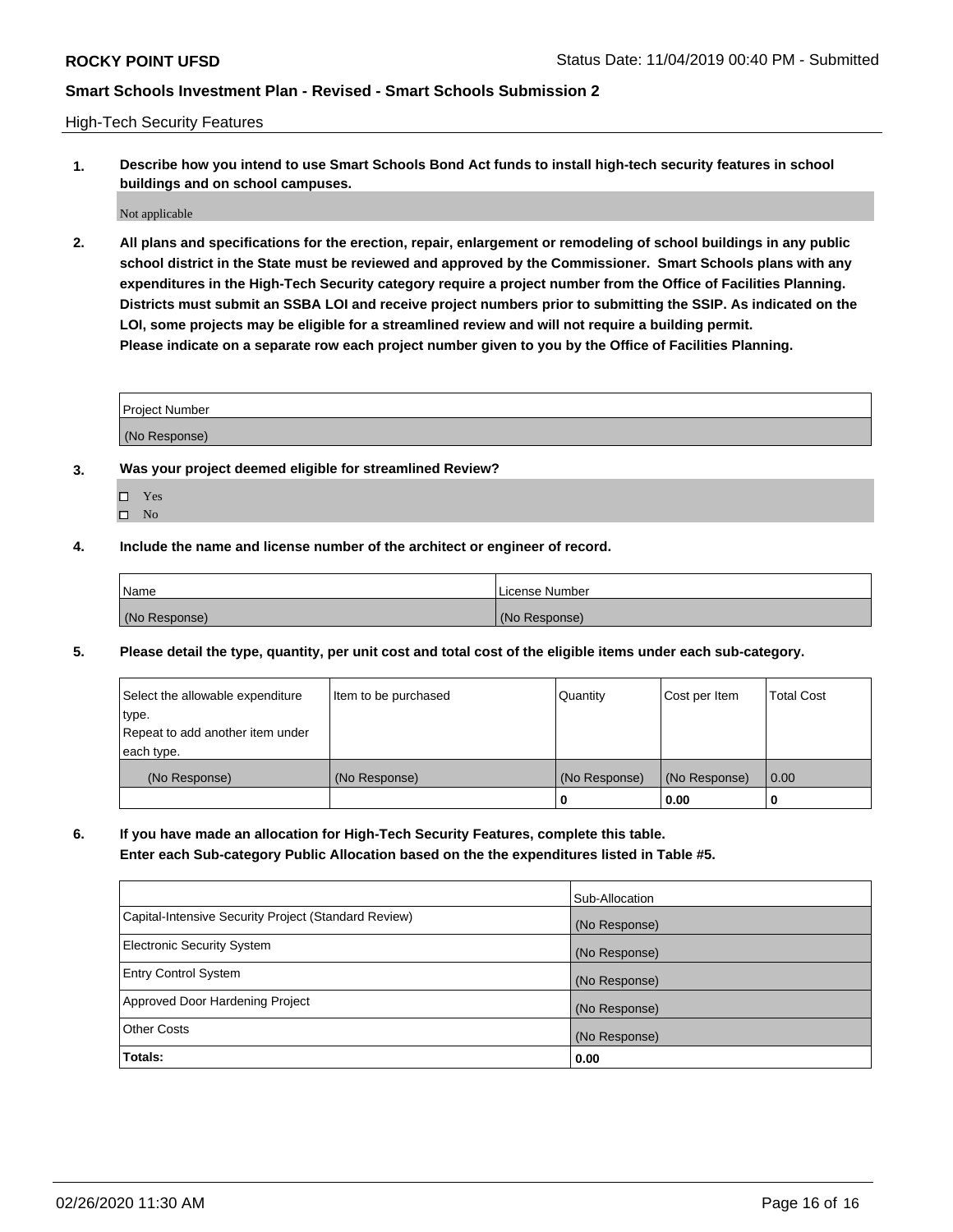High-Tech Security Features

**1. Describe how you intend to use Smart Schools Bond Act funds to install high-tech security features in school buildings and on school campuses.**

Not applicable

**2. All plans and specifications for the erection, repair, enlargement or remodeling of school buildings in any public school district in the State must be reviewed and approved by the Commissioner. Smart Schools plans with any expenditures in the High-Tech Security category require a project number from the Office of Facilities Planning. Districts must submit an SSBA LOI and receive project numbers prior to submitting the SSIP. As indicated on the LOI, some projects may be eligible for a streamlined review and will not require a building permit.**
**Please indicate on a separate row each project number given to you by the Office of Facilities Planning.**

| Project Number |
|---|
| (No Response) |

**3. Was your project deemed eligible for streamlined Review?**

- ☐ Yes
- ☐ No

**4. Include the name and license number of the architect or engineer of record.**

| Name | License Number |
|---|---|
| (No Response) | (No Response) |

**5. Please detail the type, quantity, per unit cost and total cost of the eligible items under each sub-category.**

| Select the allowable expenditure type. Repeat to add another item under each type. | Item to be purchased | Quantity | Cost per Item | Total Cost |
|---|---|---|---|---|
| (No Response) | (No Response) | (No Response) | (No Response) | 0.00 |
| | | 0 | 0.00 | 0 |

**6. If you have made an allocation for High-Tech Security Features, complete this table.**
**Enter each Sub-category Public Allocation based on the the expenditures listed in Table #5.**

| | Sub-Allocation |
|---|---|
| Capital-Intensive Security Project (Standard Review) | (No Response) |
| Electronic Security System | (No Response) |
| Entry Control System | (No Response) |
| Approved Door Hardening Project | (No Response) |
| Other Costs | (No Response) |
| **Totals:** | **0.00** |